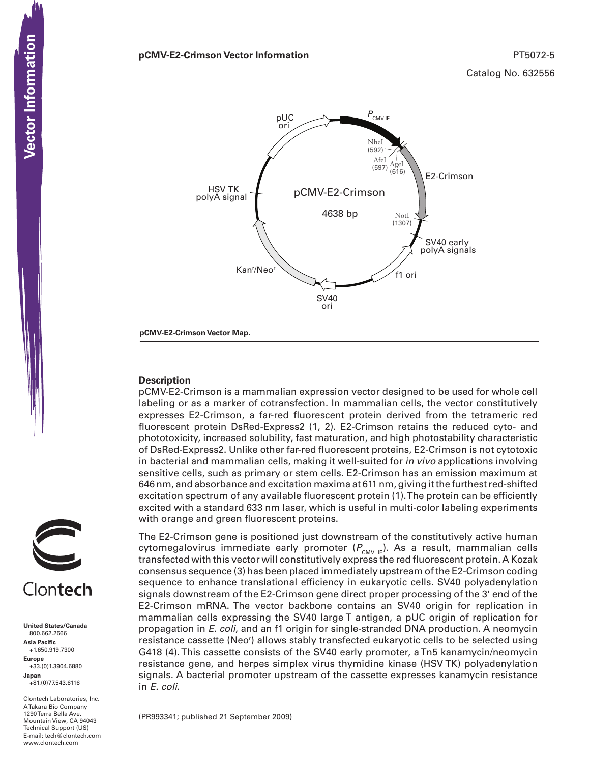# pCMV-E2-Crimson Vector Information

PT5072-5

Catalog No. 632556

pCMV-E2-Crimson

4638 bp

$P_{CMV\ IE}$

NheI (592)

AfeI (597)

AgeI (616)

E2-Crimson

NotI (1307)

SV40 early polyA signals

f1 ori

SV40 ori

Kan$^r$/Neo$^r$

HSV TK polyA signal

pUC ori

**pCMV-E2-Crimson Vector Map.**

## Description

pCMV-E2-Crimson is a mammalian expression vector designed to be used for whole cell labeling or as a marker of cotransfection. In mammalian cells, the vector constitutively expresses E2-Crimson, a far-red fluorescent protein derived from the tetrameric red fluorescent protein DsRed-Express2 (1, 2). E2-Crimson retains the reduced cyto- and phototoxicity, increased solubility, fast maturation, and high photostability characteristic of DsRed-Express2. Unlike other far-red fluorescent proteins, E2-Crimson is not cytotoxic in bacterial and mammalian cells, making it well-suited for *in vivo* applications involving sensitive cells, such as primary or stem cells. E2-Crimson has an emission maximum at 646 nm, and absorbance and excitation maxima at 611 nm, giving it the furthest red-shifted excitation spectrum of any available fluorescent protein (1). The protein can be efficiently excited with a standard 633 nm laser, which is useful in multi-color labeling experiments with orange and green fluorescent proteins.

The E2-Crimson gene is positioned just downstream of the constitutively active human cytomegalovirus immediate early promoter ($P_{CMV\ IE}$). As a result, mammalian cells transfected with this vector will constitutively express the red fluorescent protein. A Kozak consensus sequence (3) has been placed immediately upstream of the E2-Crimson coding sequence to enhance translational efficiency in eukaryotic cells. SV40 polyadenylation signals downstream of the E2-Crimson gene direct proper processing of the 3' end of the E2-Crimson mRNA. The vector backbone contains an SV40 origin for replication in mammalian cells expressing the SV40 large T antigen, a pUC origin of replication for propagation in *E. coli*, and an f1 origin for single-stranded DNA production. A neomycin resistance cassette (Neo$^r$) allows stably transfected eukaryotic cells to be selected using G418 (4). This cassette consists of the SV40 early promoter, a Tn5 kanamycin/neomycin resistance gene, and herpes simplex virus thymidine kinase (HSV TK) polyadenylation signals. A bacterial promoter upstream of the cassette expresses kanamycin resistance in *E. coli*.

(PR993341; published 21 September 2009)

Clontech

**United States/Canada**
800.662.2566
**Asia Pacific**
+1.650.919.7300
**Europe**
+33.(0)1.3904.6880
**Japan**
+81.(0)77.543.6116

Clontech Laboratories, Inc.
A Takara Bio Company
1290 Terra Bella Ave.
Mountain View, CA 94043
Technical Support (US)
E-mail: tech@clontech.com
www.clontech.com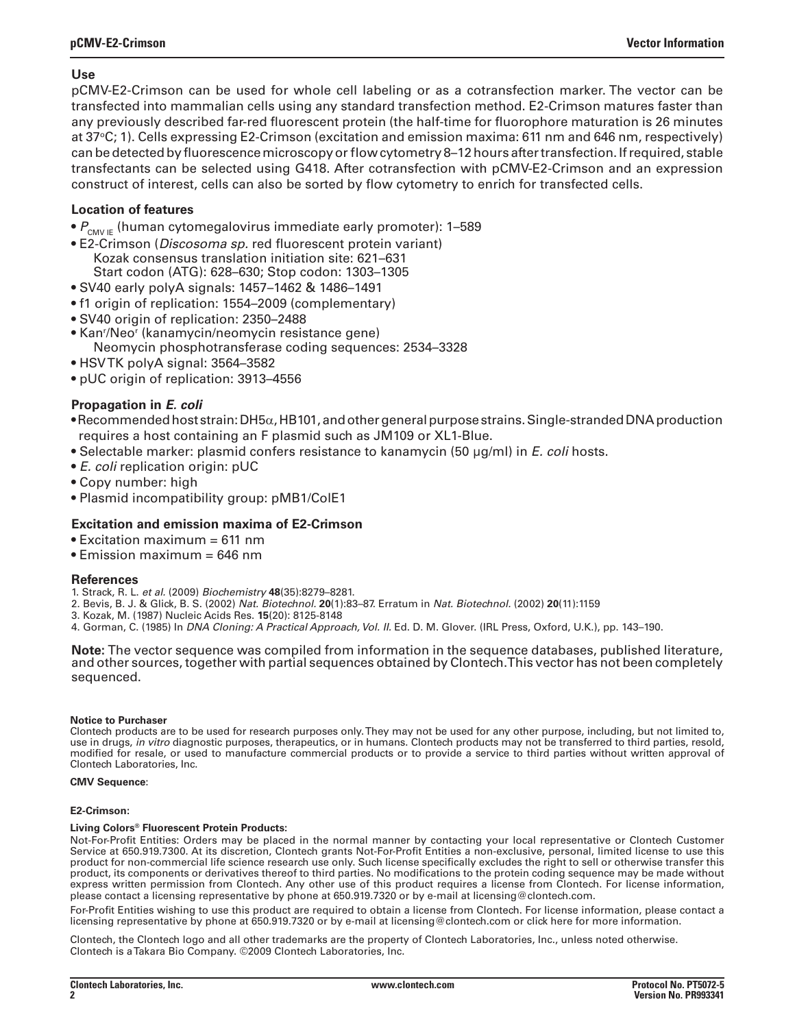## Use

pCMV-E2-Crimson can be used for whole cell labeling or as a cotransfection marker. The vector can be transfected into mammalian cells using any standard transfection method. E2-Crimson matures faster than any previously described far-red fluorescent protein (the half-time for fluorophore maturation is 26 minutes at 37°C; 1). Cells expressing E2-Crimson (excitation and emission maxima: 611 nm and 646 nm, respectively) can be detected by fluorescence microscopy or flow cytometry 8–12 hours after transfection. If required, stable transfectants can be selected using G418. After cotransfection with pCMV-E2-Crimson and an expression construct of interest, cells can also be sorted by flow cytometry to enrich for transfected cells.

## Location of features

- $P_{CMV\ IE}$ (human cytomegalovirus immediate early promoter): 1–589
- E2-Crimson (*Discosoma sp.* red fluorescent protein variant)
  - Kozak consensus translation initiation site: 621–631
  - Start codon (ATG): 628–630; Stop codon: 1303–1305
- SV40 early polyA signals: 1457–1462 & 1486–1491
- f1 origin of replication: 1554–2009 (complementary)
- SV40 origin of replication: 2350–2488
- $Kan^r/Neo^r$ (kanamycin/neomycin resistance gene)
  - Neomycin phosphotransferase coding sequences: 2534–3328
- HSV TK polyA signal: 3564–3582
- pUC origin of replication: 3913–4556

## Propagation in *E. coli*

- Recommended host strain: DH5α, HB101, and other general purpose strains. Single-stranded DNA production requires a host containing an F plasmid such as JM109 or XL1-Blue.
- Selectable marker: plasmid confers resistance to kanamycin (50 μg/ml) in *E. coli* hosts.
- *E. coli* replication origin: pUC
- Copy number: high
- Plasmid incompatibility group: pMB1/ColE1

## Excitation and emission maxima of E2-Crimson

- Excitation maximum = 611 nm
- Emission maximum = 646 nm

## References

1. Strack, R. L. *et al.* (2009) *Biochemistry* **48**(35):8279–8281.
2. Bevis, B. J. & Glick, B. S. (2002) *Nat. Biotechnol.* **20**(1):83–87. Erratum in *Nat. Biotechnol.* (2002) **20**(11):1159
3. Kozak, M. (1987) Nucleic Acids Res. **15**(20): 8125-8148
4. Gorman, C. (1985) In *DNA Cloning: A Practical Approach, Vol. II.* Ed. D. M. Glover. (IRL Press, Oxford, U.K.), pp. 143–190.

**Note:** The vector sequence was compiled from information in the sequence databases, published literature, and other sources, together with partial sequences obtained by Clontech. This vector has not been completely sequenced.

**Notice to Purchaser**

Clontech products are to be used for research purposes only. They may not be used for any other purpose, including, but not limited to, use in drugs, *in vitro* diagnostic purposes, therapeutics, or in humans. Clontech products may not be transferred to third parties, resold, modified for resale, or used to manufacture commercial products or to provide a service to third parties without written approval of Clontech Laboratories, Inc.

**CMV Sequence**:

**E2-Crimson:**

**Living Colors® Fluorescent Protein Products**:

Not-For-Profit Entities: Orders may be placed in the normal manner by contacting your local representative or Clontech Customer Service at 650.919.7300. At its discretion, Clontech grants Not-For-Profit Entities a non-exclusive, personal, limited license to use this product for non-commercial life science research use only. Such license specifically excludes the right to sell or otherwise transfer this product, its components or derivatives thereof to third parties. No modifications to the protein coding sequence may be made without express written permission from Clontech. Any other use of this product requires a license from Clontech. For license information, please contact a licensing representative by phone at 650.919.7320 or by e-mail at licensing@clontech.com.

For-Profit Entities wishing to use this product are required to obtain a license from Clontech. For license information, please contact a licensing representative by phone at 650.919.7320 or by e-mail at licensing@clontech.com or click here for more information.

Clontech, the Clontech logo and all other trademarks are the property of Clontech Laboratories, Inc., unless noted otherwise. Clontech is a Takara Bio Company. ©2009 Clontech Laboratories, Inc.